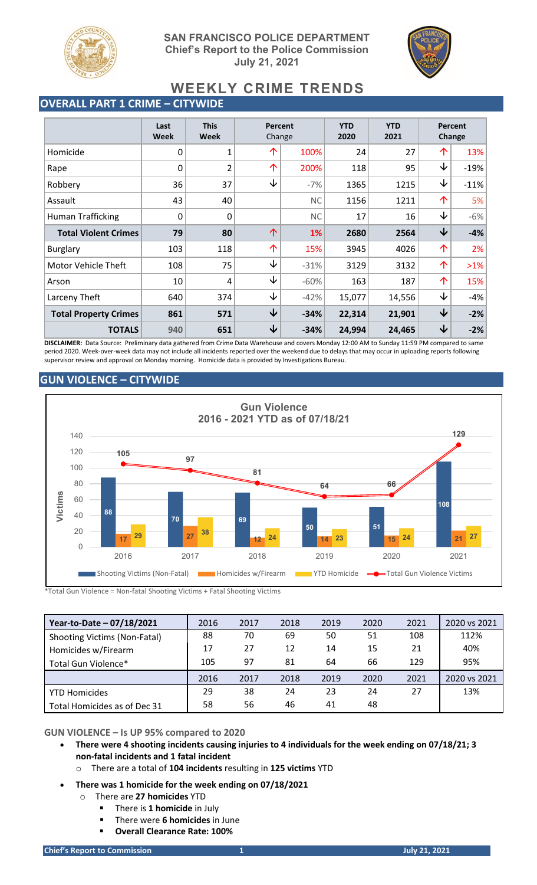**SAN FRANCISCO POLICE DEPARTMENT**
**Chief's Report to the Police Commission**
**July 21, 2021**

# WEEKLY CRIME TRENDS

## OVERALL PART 1 CRIME – CITYWIDE

| | Last Week | This Week | Percent Change | | YTD 2020 | YTD 2021 | Percent Change | |
|---|---|---|---|---|---|---|---|---|
| Homicide | 0 | 1 | ↑ | 100% | 24 | 27 | ↑ | 13% |
| Rape | 0 | 2 | ↑ | 200% | 118 | 95 | ↓ | -19% |
| Robbery | 36 | 37 | ↓ | -7% | 1365 | 1215 | ↓ | -11% |
| Assault | 43 | 40 | | NC | 1156 | 1211 | ↑ | 5% |
| Human Trafficking | 0 | 0 | | NC | 17 | 16 | ↓ | -6% |
| **Total Violent Crimes** | **79** | **80** | ↑ | **1%** | **2680** | **2564** | ↓ | **-4%** |
| Burglary | 103 | 118 | ↑ | 15% | 3945 | 4026 | ↑ | 2% |
| Motor Vehicle Theft | 108 | 75 | ↓ | -31% | 3129 | 3132 | ↑ | >1% |
| Arson | 10 | 4 | ↓ | -60% | 163 | 187 | ↑ | 15% |
| Larceny Theft | 640 | 374 | ↓ | -42% | 15,077 | 14,556 | ↓ | -4% |
| **Total Property Crimes** | **861** | **571** | ↓ | **-34%** | **22,314** | **21,901** | ↓ | **-2%** |
| **TOTALS** | **940** | **651** | ↓ | **-34%** | **24,994** | **24,465** | ↓ | **-2%** |

**DISCLAIMER:** Data Source: Preliminary data gathered from Crime Data Warehouse and covers Monday 12:00 AM to Sunday 11:59 PM compared to same period 2020. Week-over-week data may not include all incidents reported over the weekend due to delays that may occur in uploading reports following supervisor review and approval on Monday morning. Homicide data is provided by Investigations Bureau.

## GUN VIOLENCE – CITYWIDE

**Gun Violence**
**2016 - 2021 YTD as of 07/18/21**

| Year | Shooting Victims (Non-Fatal) | Homicides w/Firearm | YTD Homicide | Total Gun Violence Victims |
|---|---|---|---|---|
| 2016 | 88 | 17 | 29 | 105 |
| 2017 | 70 | 27 | 38 | 97 |
| 2018 | 69 | 12 | 24 | 81 |
| 2019 | 50 | 14 | 23 | 64 |
| 2020 | 51 | 15 | 24 | 66 |
| 2021 | 108 | 21 | 27 | 129 |

*Total Gun Violence = Non-fatal Shooting Victims + Fatal Shooting Victims

| Year-to-Date – 07/18/2021 | 2016 | 2017 | 2018 | 2019 | 2020 | 2021 | 2020 vs 2021 |
|---|---|---|---|---|---|---|---|
| Shooting Victims (Non-Fatal) | 88 | 70 | 69 | 50 | 51 | 108 | 112% |
| Homicides w/Firearm | 17 | 27 | 12 | 14 | 15 | 21 | 40% |
| Total Gun Violence* | 105 | 97 | 81 | 64 | 66 | 129 | 95% |
| | 2016 | 2017 | 2018 | 2019 | 2020 | 2021 | 2020 vs 2021 |
| YTD Homicides | 29 | 38 | 24 | 23 | 24 | 27 | 13% |
| Total Homicides as of Dec 31 | 58 | 56 | 46 | 41 | 48 | | |

**GUN VIOLENCE – Is UP 95% compared to 2020**

- **There were 4 shooting incidents causing injuries to 4 individuals for the week ending on 07/18/21; 3 non-fatal incidents and 1 fatal incident**
  - There are a total of **104 incidents** resulting in **125 victims** YTD
- **There was 1 homicide for the week ending on 07/18/2021**
  - There are **27 homicides** YTD
    - There is **1 homicide** in July
    - There were **6 homicides** in June
    - **Overall Clearance Rate: 100%**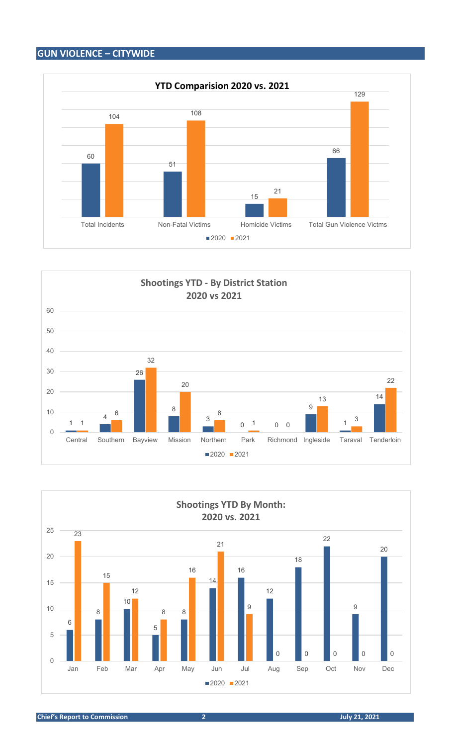## GUN VIOLENCE – CITYWIDE

**YTD Comparision 2020 vs. 2021**

| | 2020 | 2021 |
|---|---|---|
| Total Incidents | 60 | 104 |
| Non-Fatal Victims | 51 | 108 |
| Homicide Victims | 15 | 21 |
| Total Gun Violence Victms | 66 | 129 |

**Shootings YTD - By District Station 2020 vs 2021**

| | 2020 | 2021 |
|---|---|---|
| Central | 1 | 1 |
| Southern | 4 | 6 |
| Bayview | 26 | 32 |
| Mission | 8 | 20 |
| Northern | 3 | 6 |
| Park | 0 | 1 |
| Richmond | 0 | 0 |
| Ingleside | 9 | 13 |
| Taraval | 1 | 3 |
| Tenderloin | 14 | 22 |

**Shootings YTD By Month: 2020 vs. 2021**

| | 2020 | 2021 |
|---|---|---|
| Jan | 6 | 23 |
| Feb | 8 | 15 |
| Mar | 10 | 12 |
| Apr | 5 | 8 |
| May | 8 | 16 |
| Jun | 14 | 21 |
| Jul | 16 | 9 |
| Aug | 12 | 0 |
| Sep | 18 | 0 |
| Oct | 22 | 0 |
| Nov | 9 | 0 |
| Dec | 20 | 0 |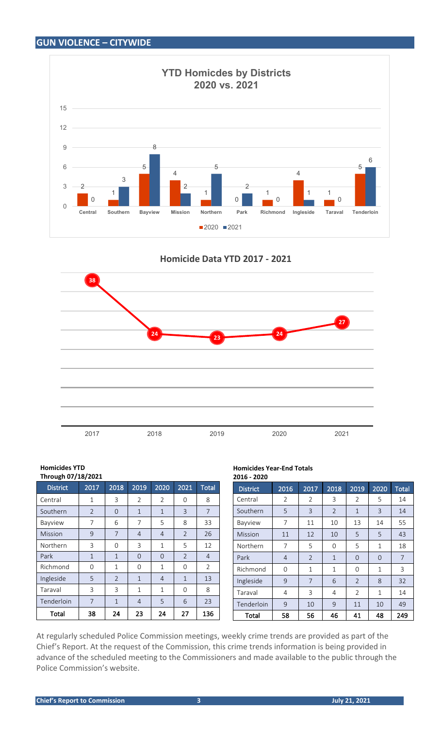## GUN VIOLENCE – CITYWIDE

YTD Homicdes by Districts
2020 vs. 2021

15
12
9
6
3
0

Central 2 0
Southern 1 3
Bayview 5 8
Mission 4 2
Northern 1 5
Park 0 2
Richmond 1 0
Ingleside 4 1
Taraval 1 0
Tenderloin 5 6

2020 2021

Homicide Data YTD 2017 - 2021

38
24
23
24
27

2017 2018 2019 2020 2021

**Homicides YTD Through 07/18/2021**

| District | 2017 | 2018 | 2019 | 2020 | 2021 | Total |
|---|---|---|---|---|---|---|
| Central | 1 | 3 | 2 | 2 | 0 | 8 |
| Southern | 2 | 0 | 1 | 1 | 3 | 7 |
| Bayview | 7 | 6 | 7 | 5 | 8 | 33 |
| Mission | 9 | 7 | 4 | 4 | 2 | 26 |
| Northern | 3 | 0 | 3 | 1 | 5 | 12 |
| Park | 1 | 1 | 0 | 0 | 2 | 4 |
| Richmond | 0 | 1 | 0 | 1 | 0 | 2 |
| Ingleside | 5 | 2 | 1 | 4 | 1 | 13 |
| Taraval | 3 | 3 | 1 | 1 | 0 | 8 |
| Tenderloin | 7 | 1 | 4 | 5 | 6 | 23 |
| **Total** | **38** | **24** | **23** | **24** | **27** | **136** |

**Homicides Year-End Totals 2016 - 2020**

| District | 2016 | 2017 | 2018 | 2019 | 2020 | Total |
|---|---|---|---|---|---|---|
| Central | 2 | 2 | 3 | 2 | 5 | 14 |
| Southern | 5 | 3 | 2 | 1 | 3 | 14 |
| Bayview | 7 | 11 | 10 | 13 | 14 | 55 |
| Mission | 11 | 12 | 10 | 5 | 5 | 43 |
| Northern | 7 | 5 | 0 | 5 | 1 | 18 |
| Park | 4 | 2 | 1 | 0 | 0 | 7 |
| Richmond | 0 | 1 | 1 | 0 | 1 | 3 |
| Ingleside | 9 | 7 | 6 | 2 | 8 | 32 |
| Taraval | 4 | 3 | 4 | 2 | 1 | 14 |
| Tenderloin | 9 | 10 | 9 | 11 | 10 | 49 |
| **Total** | **58** | **56** | **46** | **41** | **48** | **249** |

At regularly scheduled Police Commission meetings, weekly crime trends are provided as part of the Chief's Report. At the request of the Commission, this crime trends information is being provided in advance of the scheduled meeting to the Commissioners and made available to the public through the Police Commission's website.